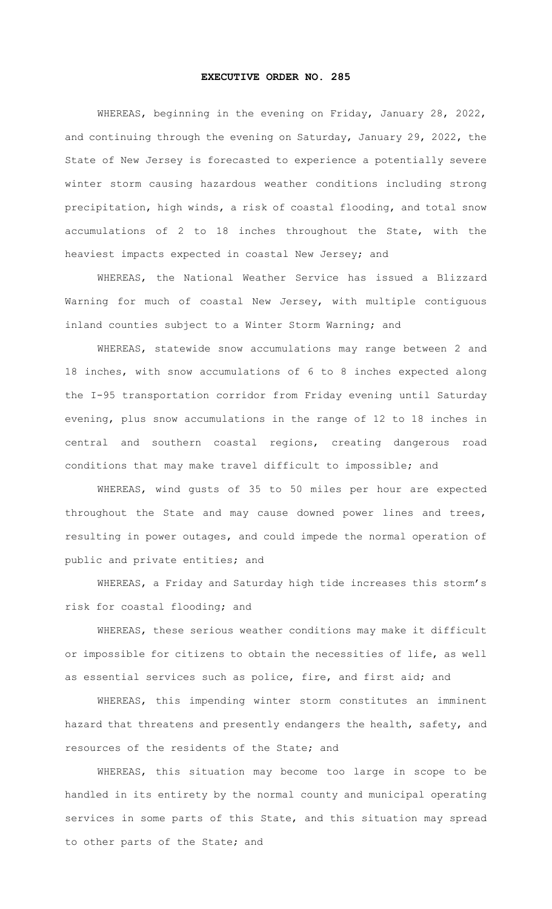# EXECUTIVE ORDER NO. 285

WHEREAS, beginning in the evening on Friday, January 28, 2022, and continuing through the evening on Saturday, January 29, 2022, the State of New Jersey is forecasted to experience a potentially severe winter storm causing hazardous weather conditions including strong precipitation, high winds, a risk of coastal flooding, and total snow accumulations of 2 to 18 inches throughout the State, with the heaviest impacts expected in coastal New Jersey; and

WHEREAS, the National Weather Service has issued a Blizzard Warning for much of coastal New Jersey, with multiple contiguous inland counties subject to a Winter Storm Warning; and

WHEREAS, statewide snow accumulations may range between 2 and 18 inches, with snow accumulations of 6 to 8 inches expected along the I-95 transportation corridor from Friday evening until Saturday evening, plus snow accumulations in the range of 12 to 18 inches in central and southern coastal regions, creating dangerous road conditions that may make travel difficult to impossible; and

WHEREAS, wind gusts of 35 to 50 miles per hour are expected throughout the State and may cause downed power lines and trees, resulting in power outages, and could impede the normal operation of public and private entities; and

WHEREAS, a Friday and Saturday high tide increases this storm's risk for coastal flooding; and

WHEREAS, these serious weather conditions may make it difficult or impossible for citizens to obtain the necessities of life, as well as essential services such as police, fire, and first aid; and

WHEREAS, this impending winter storm constitutes an imminent hazard that threatens and presently endangers the health, safety, and resources of the residents of the State; and

WHEREAS, this situation may become too large in scope to be handled in its entirety by the normal county and municipal operating services in some parts of this State, and this situation may spread to other parts of the State; and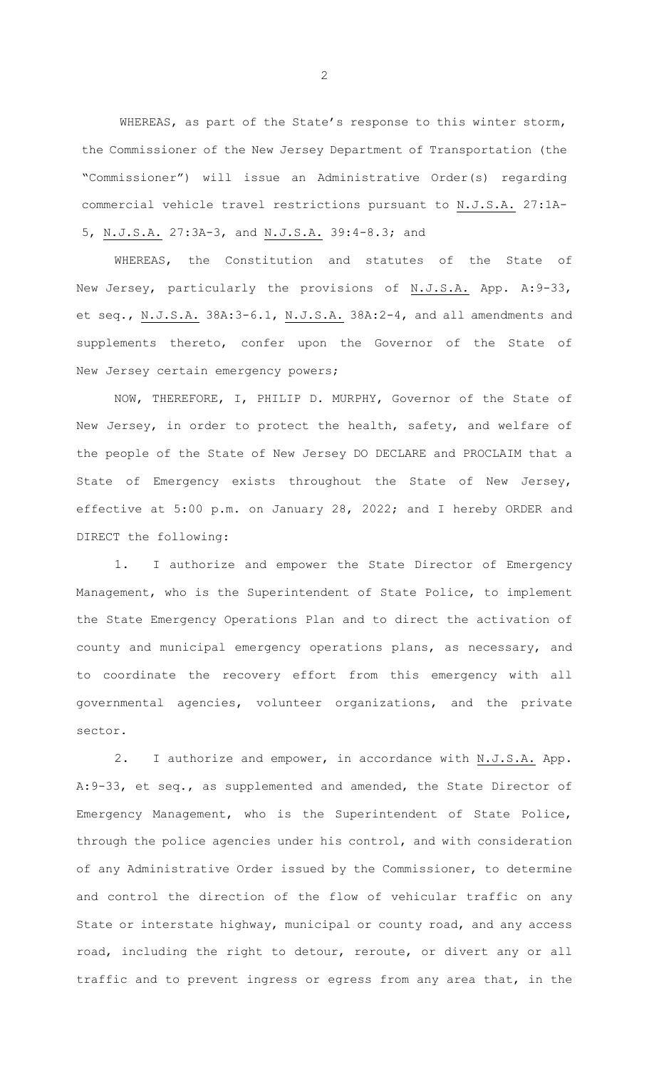WHEREAS, as part of the State's response to this winter storm, the Commissioner of the New Jersey Department of Transportation (the "Commissioner") will issue an Administrative Order(s) regarding commercial vehicle travel restrictions pursuant to N.J.S.A. 27:1A-5, N.J.S.A. 27:3A-3, and N.J.S.A. 39:4-8.3; and

WHEREAS, the Constitution and statutes of the State of New Jersey, particularly the provisions of N.J.S.A. App. A:9-33, et seq., N.J.S.A. 38A:3-6.1, N.J.S.A. 38A:2-4, and all amendments and supplements thereto, confer upon the Governor of the State of New Jersey certain emergency powers;

NOW, THEREFORE, I, PHILIP D. MURPHY, Governor of the State of New Jersey, in order to protect the health, safety, and welfare of the people of the State of New Jersey DO DECLARE and PROCLAIM that a State of Emergency exists throughout the State of New Jersey, effective at 5:00 p.m. on January 28, 2022; and I hereby ORDER and DIRECT the following:

1. I authorize and empower the State Director of Emergency Management, who is the Superintendent of State Police, to implement the State Emergency Operations Plan and to direct the activation of county and municipal emergency operations plans, as necessary, and to coordinate the recovery effort from this emergency with all governmental agencies, volunteer organizations, and the private sector.

2. I authorize and empower, in accordance with N.J.S.A. App. A:9-33, et seq., as supplemented and amended, the State Director of Emergency Management, who is the Superintendent of State Police, through the police agencies under his control, and with consideration of any Administrative Order issued by the Commissioner, to determine and control the direction of the flow of vehicular traffic on any State or interstate highway, municipal or county road, and any access road, including the right to detour, reroute, or divert any or all traffic and to prevent ingress or egress from any area that, in the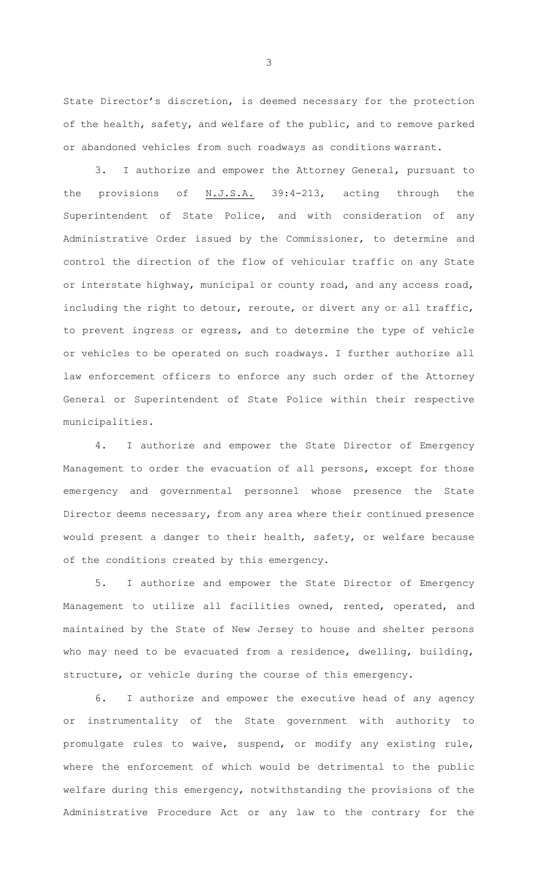State Director's discretion, is deemed necessary for the protection of the health, safety, and welfare of the public, and to remove parked or abandoned vehicles from such roadways as conditions warrant.

3. I authorize and empower the Attorney General, pursuant to the provisions of N.J.S.A. 39:4-213, acting through the Superintendent of State Police, and with consideration of any Administrative Order issued by the Commissioner, to determine and control the direction of the flow of vehicular traffic on any State or interstate highway, municipal or county road, and any access road, including the right to detour, reroute, or divert any or all traffic, to prevent ingress or egress, and to determine the type of vehicle or vehicles to be operated on such roadways. I further authorize all law enforcement officers to enforce any such order of the Attorney General or Superintendent of State Police within their respective municipalities.

4. I authorize and empower the State Director of Emergency Management to order the evacuation of all persons, except for those emergency and governmental personnel whose presence the State Director deems necessary, from any area where their continued presence would present a danger to their health, safety, or welfare because of the conditions created by this emergency.

5. I authorize and empower the State Director of Emergency Management to utilize all facilities owned, rented, operated, and maintained by the State of New Jersey to house and shelter persons who may need to be evacuated from a residence, dwelling, building, structure, or vehicle during the course of this emergency.

6. I authorize and empower the executive head of any agency or instrumentality of the State government with authority to promulgate rules to waive, suspend, or modify any existing rule, where the enforcement of which would be detrimental to the public welfare during this emergency, notwithstanding the provisions of the Administrative Procedure Act or any law to the contrary for the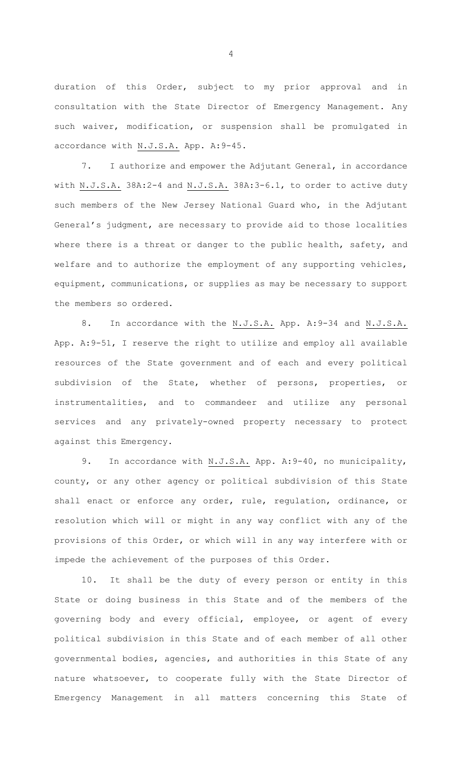duration of this Order, subject to my prior approval and in consultation with the State Director of Emergency Management. Any such waiver, modification, or suspension shall be promulgated in accordance with N.J.S.A. App. A:9-45.

7. I authorize and empower the Adjutant General, in accordance with N.J.S.A. 38A:2-4 and N.J.S.A. 38A:3-6.1, to order to active duty such members of the New Jersey National Guard who, in the Adjutant General's judgment, are necessary to provide aid to those localities where there is a threat or danger to the public health, safety, and welfare and to authorize the employment of any supporting vehicles, equipment, communications, or supplies as may be necessary to support the members so ordered.

8. In accordance with the N.J.S.A. App. A:9-34 and N.J.S.A. App. A:9-51, I reserve the right to utilize and employ all available resources of the State government and of each and every political subdivision of the State, whether of persons, properties, or instrumentalities, and to commandeer and utilize any personal services and any privately-owned property necessary to protect against this Emergency.

9. In accordance with N.J.S.A. App. A:9-40, no municipality, county, or any other agency or political subdivision of this State shall enact or enforce any order, rule, regulation, ordinance, or resolution which will or might in any way conflict with any of the provisions of this Order, or which will in any way interfere with or impede the achievement of the purposes of this Order.

10. It shall be the duty of every person or entity in this State or doing business in this State and of the members of the governing body and every official, employee, or agent of every political subdivision in this State and of each member of all other governmental bodies, agencies, and authorities in this State of any nature whatsoever, to cooperate fully with the State Director of Emergency Management in all matters concerning this State of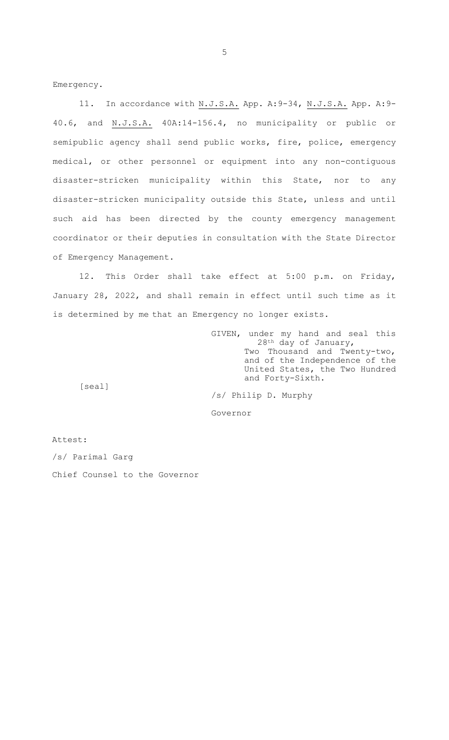Emergency.

11. In accordance with N.J.S.A. App. A:9-34, N.J.S.A. App. A:9-40.6, and N.J.S.A. 40A:14-156.4, no municipality or public or semipublic agency shall send public works, fire, police, emergency medical, or other personnel or equipment into any non-contiguous disaster-stricken municipality within this State, nor to any disaster-stricken municipality outside this State, unless and until such aid has been directed by the county emergency management coordinator or their deputies in consultation with the State Director of Emergency Management.

12. This Order shall take effect at 5:00 p.m. on Friday, January 28, 2022, and shall remain in effect until such time as it is determined by me that an Emergency no longer exists.

GIVEN, under my hand and seal this 28th day of January, Two Thousand and Twenty-two, and of the Independence of the United States, the Two Hundred and Forty-Sixth.

[seal]

/s/ Philip D. Murphy

Governor

Attest:

/s/ Parimal Garg

Chief Counsel to the Governor